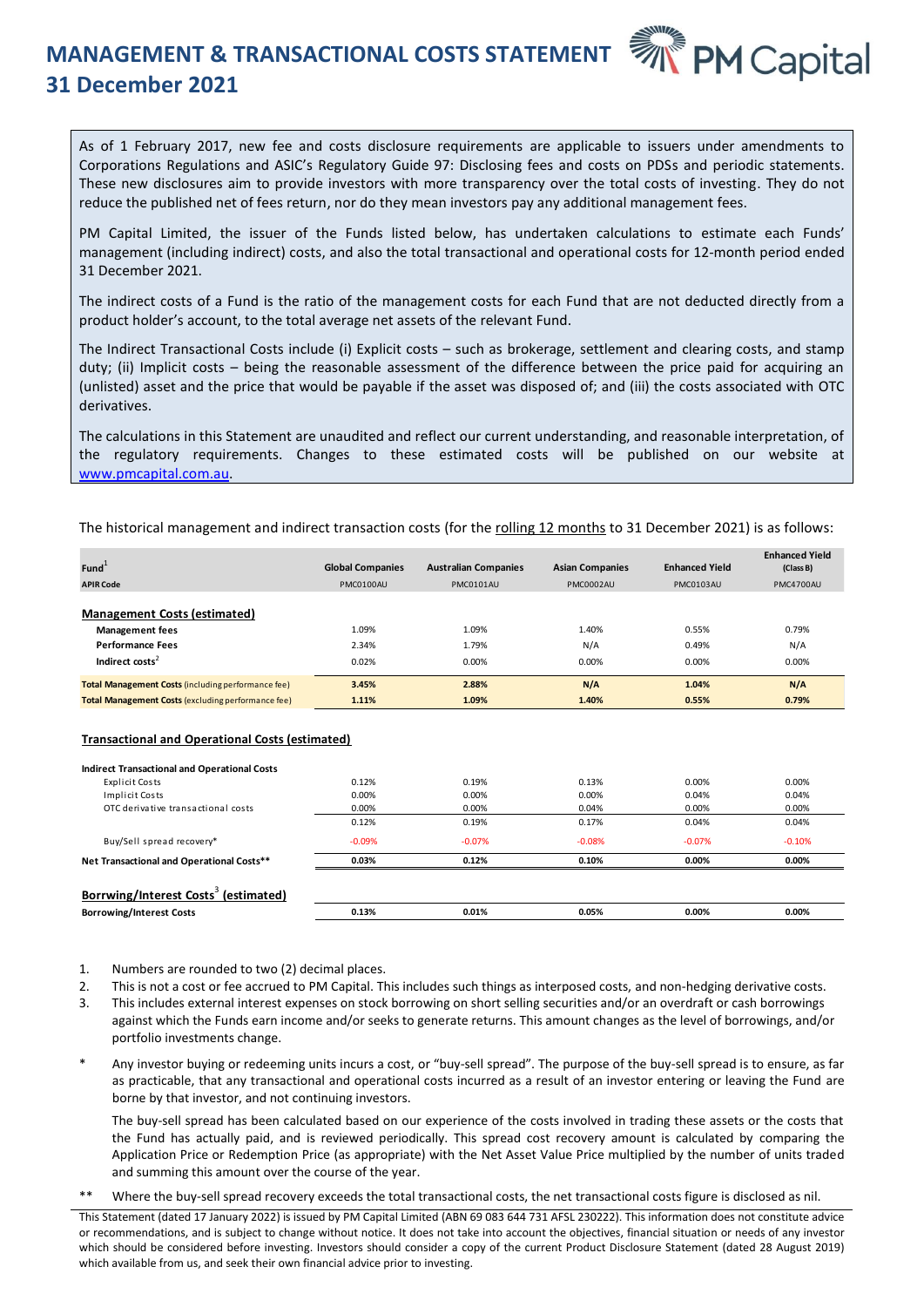# MANAGEMENT & TRANSACTIONAL COSTS STATEMENT 31 December 2021

As of 1 February 2017, new fee and costs disclosure requirements are applicable to issuers under amendments to Corporations Regulations and ASIC's Regulatory Guide 97: Disclosing fees and costs on PDSs and periodic statements. These new disclosures aim to provide investors with more transparency over the total costs of investing. They do not reduce the published net of fees return, nor do they mean investors pay any additional management fees.

PM Capital Limited, the issuer of the Funds listed below, has undertaken calculations to estimate each Funds' management (including indirect) costs, and also the total transactional and operational costs for 12-month period ended 31 December 2021.

The indirect costs of a Fund is the ratio of the management costs for each Fund that are not deducted directly from a product holder's account, to the total average net assets of the relevant Fund.

The Indirect Transactional Costs include (i) Explicit costs – such as brokerage, settlement and clearing costs, and stamp duty; (ii) Implicit costs – being the reasonable assessment of the difference between the price paid for acquiring an (unlisted) asset and the price that would be payable if the asset was disposed of; and (iii) the costs associated with OTC derivatives.

The calculations in this Statement are unaudited and reflect our current understanding, and reasonable interpretation, of the regulatory requirements. Changes to these estimated costs will be published on our website at www.pmcapital.com.au.

The historical management and indirect transaction costs (for the rolling 12 months to 31 December 2021) is as follows:

| Fund[1] | Global Companies | Australian Companies | Asian Companies | Enhanced Yield | Enhanced Yield (Class B) |
|---|---|---|---|---|---|
| **APIR Code** | PMC0100AU | PMC0101AU | PMC0002AU | PMC0103AU | PMC4700AU |
| **Management Costs (estimated)** | | | | | |
| **Management fees** | 1.09% | 1.09% | 1.40% | 0.55% | 0.79% |
| **Performance Fees** | 2.34% | 1.79% | N/A | 0.49% | N/A |
| **Indirect costs[2]** | 0.02% | 0.00% | 0.00% | 0.00% | 0.00% |
| **Total Management Costs** (including performance fee) | **3.45%** | **2.88%** | **N/A** | **1.04%** | **N/A** |
| **Total Management Costs** (excluding performance fee) | **1.11%** | **1.09%** | **1.40%** | **0.55%** | **0.79%** |
| **Transactional and Operational Costs (estimated)** | | | | | |
| **Indirect Transactional and Operational Costs** | | | | | |
| Explicit Costs | 0.12% | 0.19% | 0.13% | 0.00% | 0.00% |
| Implicit Costs | 0.00% | 0.00% | 0.00% | 0.04% | 0.04% |
| OTC derivative transactional costs | 0.00% | 0.00% | 0.04% | 0.00% | 0.00% |
| | 0.12% | 0.19% | 0.17% | 0.04% | 0.04% |
| Buy/Sell spread recovery* | -0.09% | -0.07% | -0.08% | -0.07% | -0.10% |
| **Net Transactional and Operational Costs**** | **0.03%** | **0.12%** | **0.10%** | **0.00%** | **0.00%** |
| **Borrwing/Interest Costs[3] (estimated)** | | | | | |
| **Borrowing/Interest Costs** | **0.13%** | **0.01%** | **0.05%** | **0.00%** | **0.00%** |

1. Numbers are rounded to two (2) decimal places.
2. This is not a cost or fee accrued to PM Capital. This includes such things as interposed costs, and non-hedging derivative costs.
3. This includes external interest expenses on stock borrowing on short selling securities and/or an overdraft or cash borrowings against which the Funds earn income and/or seeks to generate returns. This amount changes as the level of borrowings, and/or portfolio investments change.

\* Any investor buying or redeeming units incurs a cost, or "buy-sell spread". The purpose of the buy-sell spread is to ensure, as far as practicable, that any transactional and operational costs incurred as a result of an investor entering or leaving the Fund are borne by that investor, and not continuing investors.

The buy-sell spread has been calculated based on our experience of the costs involved in trading these assets or the costs that the Fund has actually paid, and is reviewed periodically. This spread cost recovery amount is calculated by comparing the Application Price or Redemption Price (as appropriate) with the Net Asset Value Price multiplied by the number of units traded and summing this amount over the course of the year.

\** Where the buy-sell spread recovery exceeds the total transactional costs, the net transactional costs figure is disclosed as nil.

This Statement (dated 17 January 2022) is issued by PM Capital Limited (ABN 69 083 644 731 AFSL 230222). This information does not constitute advice or recommendations, and is subject to change without notice. It does not take into account the objectives, financial situation or needs of any investor which should be considered before investing. Investors should consider a copy of the current Product Disclosure Statement (dated 28 August 2019) which available from us, and seek their own financial advice prior to investing.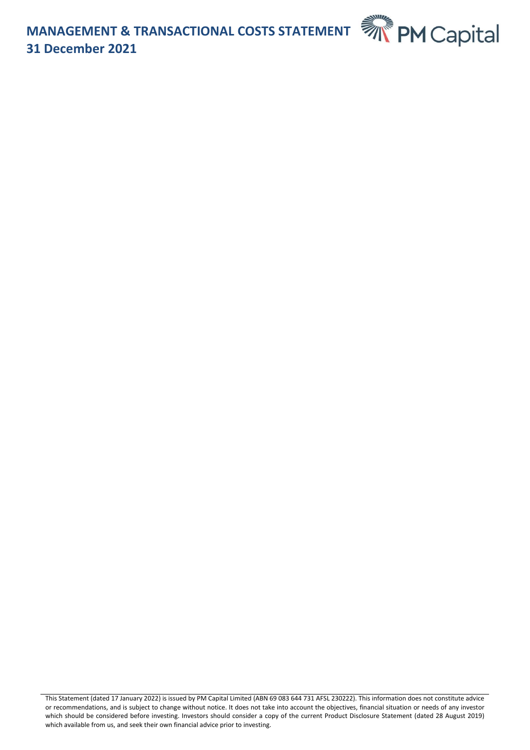# MANAGEMENT & TRANSACTIONAL COSTS STATEMENT
## 31 December 2021

This Statement (dated 17 January 2022) is issued by PM Capital Limited (ABN 69 083 644 731 AFSL 230222). This information does not constitute advice or recommendations, and is subject to change without notice. It does not take into account the objectives, financial situation or needs of any investor which should be considered before investing. Investors should consider a copy of the current Product Disclosure Statement (dated 28 August 2019) which available from us, and seek their own financial advice prior to investing.